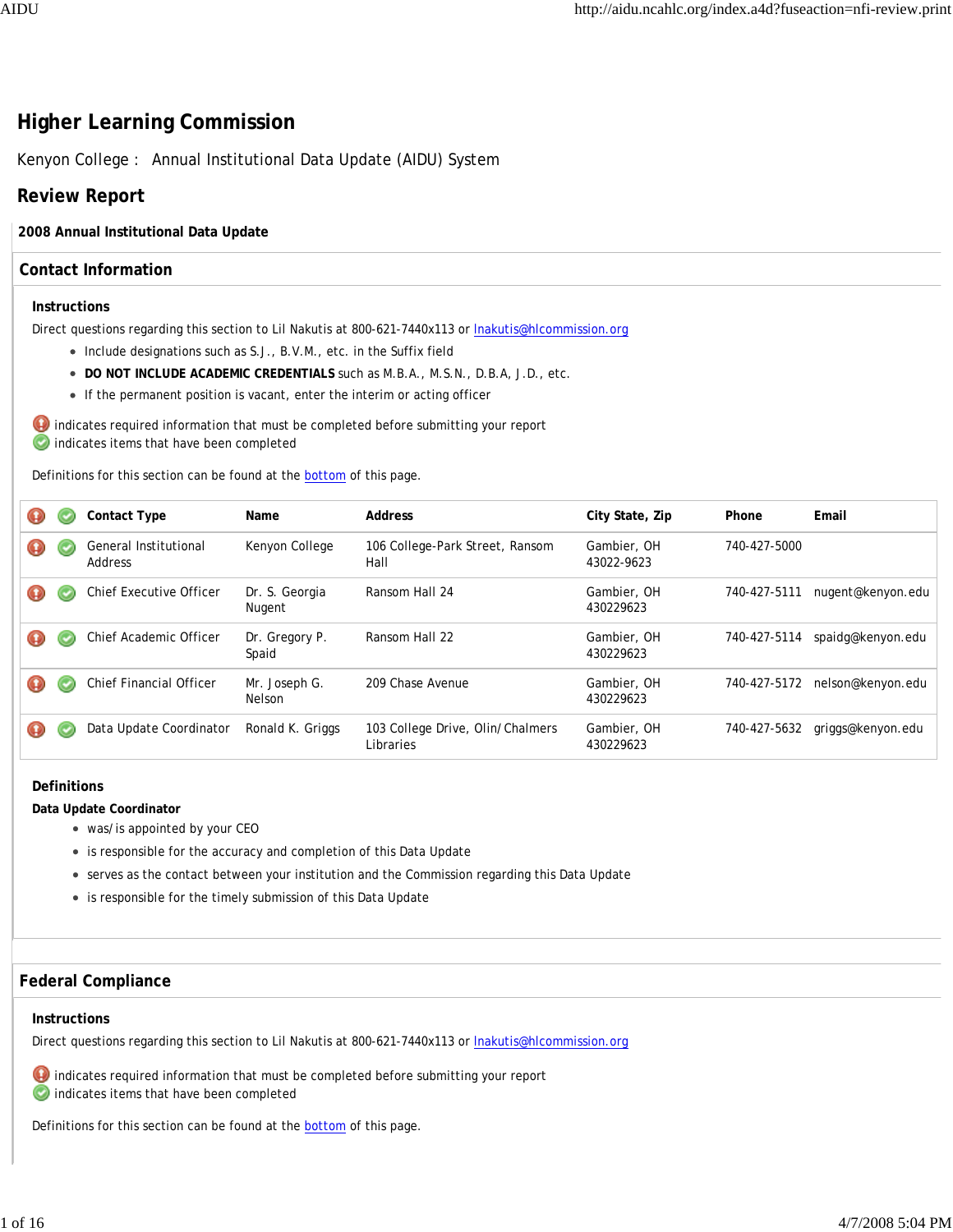# Higher Learning Commission

Kenyon College : Annual Institutional Data Update (AIDU) System

## Review Report

**2008 Annual Institutional Data Update**

## Contact Information

### Instructions

Direct questions regarding this section to Lil Nakutis at 800-621-7440x113 or lnakutis@hlcommission.org

- Include designations such as S.J., B.V.M., etc. in the Suffix field
- **DO NOT INCLUDE ACADEMIC CREDENTIALS** such as M.B.A., M.S.N., D.B.A, J.D., etc.
- If the permanent position is vacant, enter the interim or acting officer

indicates required information that must be completed before submitting your report
indicates items that have been completed

Definitions for this section can be found at the bottom of this page.

| Contact Type | Name | Address | City State, Zip | Phone | Email |
|---|---|---|---|---|---|
| General Institutional Address | Kenyon College | 106 College-Park Street, Ransom Hall | Gambier, OH 43022-9623 | 740-427-5000 | |
| Chief Executive Officer | Dr. S. Georgia Nugent | Ransom Hall 24 | Gambier, OH 430229623 | 740-427-5111 | nugent@kenyon.edu |
| Chief Academic Officer | Dr. Gregory P. Spaid | Ransom Hall 22 | Gambier, OH 430229623 | 740-427-5114 | spaidg@kenyon.edu |
| Chief Financial Officer | Mr. Joseph G. Nelson | 209 Chase Avenue | Gambier, OH 430229623 | 740-427-5172 | nelson@kenyon.edu |
| Data Update Coordinator | Ronald K. Griggs | 103 College Drive, Olin/Chalmers Libraries | Gambier, OH 430229623 | 740-427-5632 | griggs@kenyon.edu |

### Definitions

**Data Update Coordinator**

- was/is appointed by your CEO
- is responsible for the accuracy and completion of this Data Update
- serves as the contact between your institution and the Commission regarding this Data Update
- is responsible for the timely submission of this Data Update

## Federal Compliance

### Instructions

Direct questions regarding this section to Lil Nakutis at 800-621-7440x113 or lnakutis@hlcommission.org

indicates required information that must be completed before submitting your report
indicates items that have been completed

Definitions for this section can be found at the bottom of this page.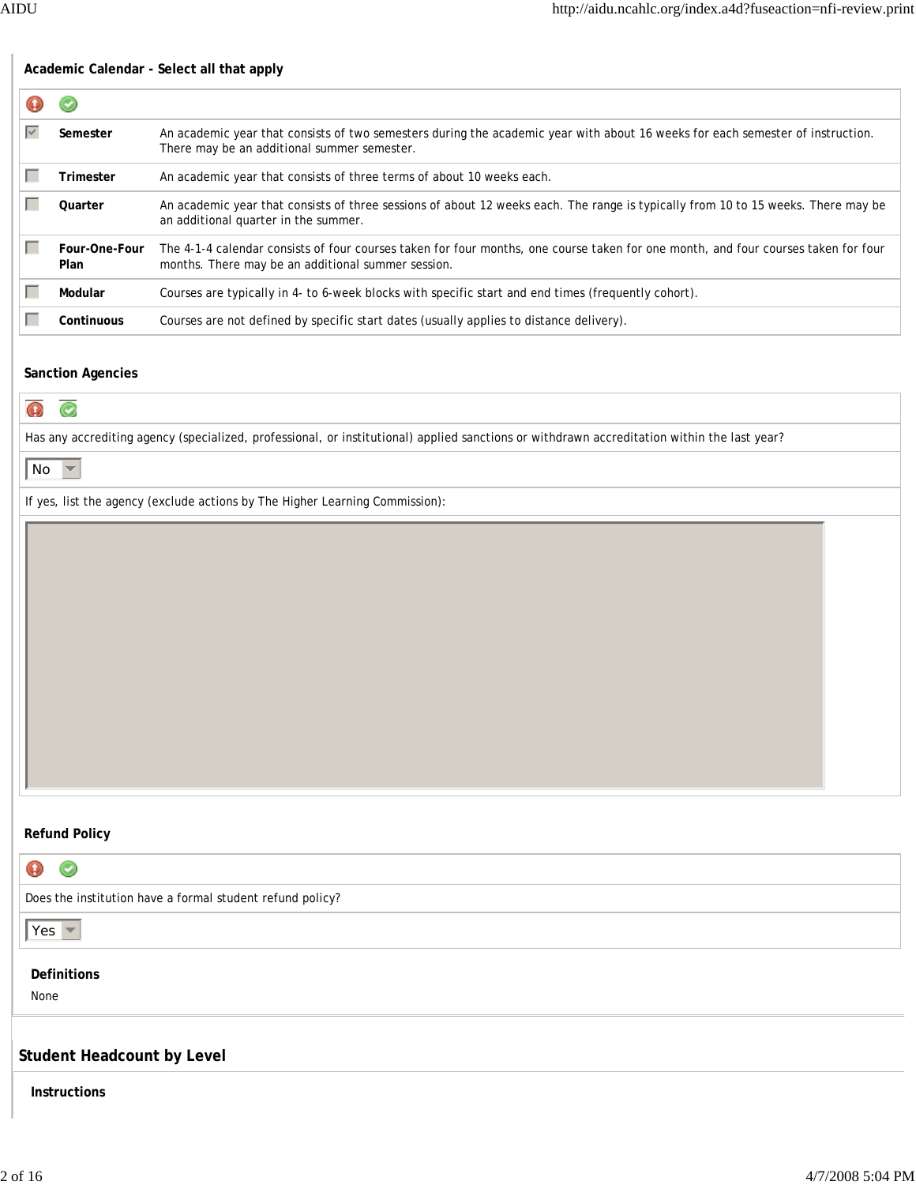**Academic Calendar - Select all that apply**

| Selected | Calendar | Description |
| --- | --- | --- |
| ☑ | **Semester** | An academic year that consists of two semesters during the academic year with about 16 weeks for each semester of instruction. There may be an additional summer semester. |
| ☐ | **Trimester** | An academic year that consists of three terms of about 10 weeks each. |
| ☐ | **Quarter** | An academic year that consists of three sessions of about 12 weeks each. The range is typically from 10 to 15 weeks. There may be an additional quarter in the summer. |
| ☐ | **Four-One-Four Plan** | The 4-1-4 calendar consists of four courses taken for four months, one course taken for one month, and four courses taken for four months. There may be an additional summer session. |
| ☐ | **Modular** | Courses are typically in 4- to 6-week blocks with specific start and end times (frequently cohort). |
| ☐ | **Continuous** | Courses are not defined by specific start dates (usually applies to distance delivery). |

**Sanction Agencies**

Has any accrediting agency (specialized, professional, or institutional) applied sanctions or withdrawn accreditation within the last year?

No

If yes, list the agency (exclude actions by The Higher Learning Commission):

**Refund Policy**

Does the institution have a formal student refund policy?

Yes

**Definitions**

None

## Student Headcount by Level

**Instructions**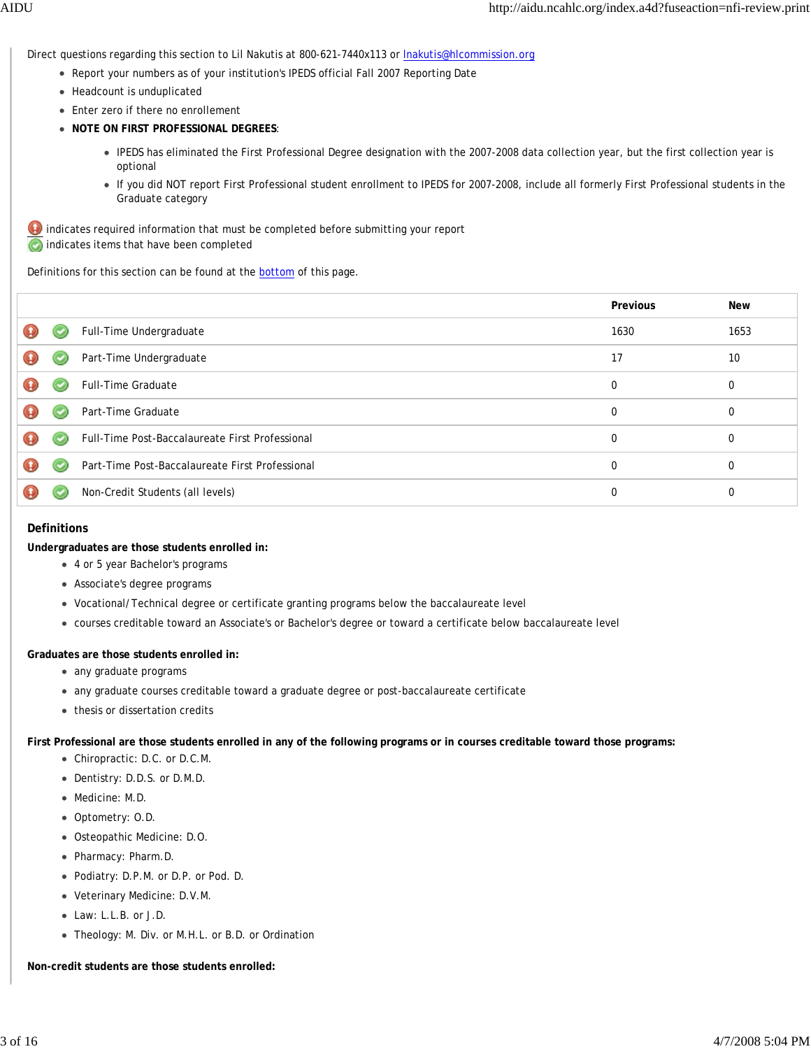Direct questions regarding this section to Lil Nakutis at 800-621-7440x113 or lnakutis@hlcommission.org

- Report your numbers as of your institution's IPEDS official Fall 2007 Reporting Date
- Headcount is unduplicated
- Enter zero if there no enrollement
- **NOTE ON FIRST PROFESSIONAL DEGREES**:
  - IPEDS has eliminated the First Professional Degree designation with the 2007-2008 data collection year, but the first collection year is optional
  - If you did NOT report First Professional student enrollment to IPEDS for 2007-2008, include all formerly First Professional students in the Graduate category

indicates required information that must be completed before submitting your report
indicates items that have been completed

Definitions for this section can be found at the bottom of this page.

| | Previous | New |
|---|---|---|
| Full-Time Undergraduate | 1630 | 1653 |
| Part-Time Undergraduate | 17 | 10 |
| Full-Time Graduate | 0 | 0 |
| Part-Time Graduate | 0 | 0 |
| Full-Time Post-Baccalaureate First Professional | 0 | 0 |
| Part-Time Post-Baccalaureate First Professional | 0 | 0 |
| Non-Credit Students (all levels) | 0 | 0 |

### Definitions

**Undergraduates are those students enrolled in:**

- 4 or 5 year Bachelor's programs
- Associate's degree programs
- Vocational/Technical degree or certificate granting programs below the baccalaureate level
- courses creditable toward an Associate's or Bachelor's degree or toward a certificate below baccalaureate level

**Graduates are those students enrolled in:**

- any graduate programs
- any graduate courses creditable toward a graduate degree or post-baccalaureate certificate
- thesis or dissertation credits

**First Professional are those students enrolled in any of the following programs or in courses creditable toward those programs:**

- Chiropractic: D.C. or D.C.M.
- Dentistry: D.D.S. or D.M.D.
- Medicine: M.D.
- Optometry: O.D.
- Osteopathic Medicine: D.O.
- Pharmacy: Pharm.D.
- Podiatry: D.P.M. or D.P. or Pod. D.
- Veterinary Medicine: D.V.M.
- Law: L.L.B. or J.D.
- Theology: M. Div. or M.H.L. or B.D. or Ordination

**Non-credit students are those students enrolled:**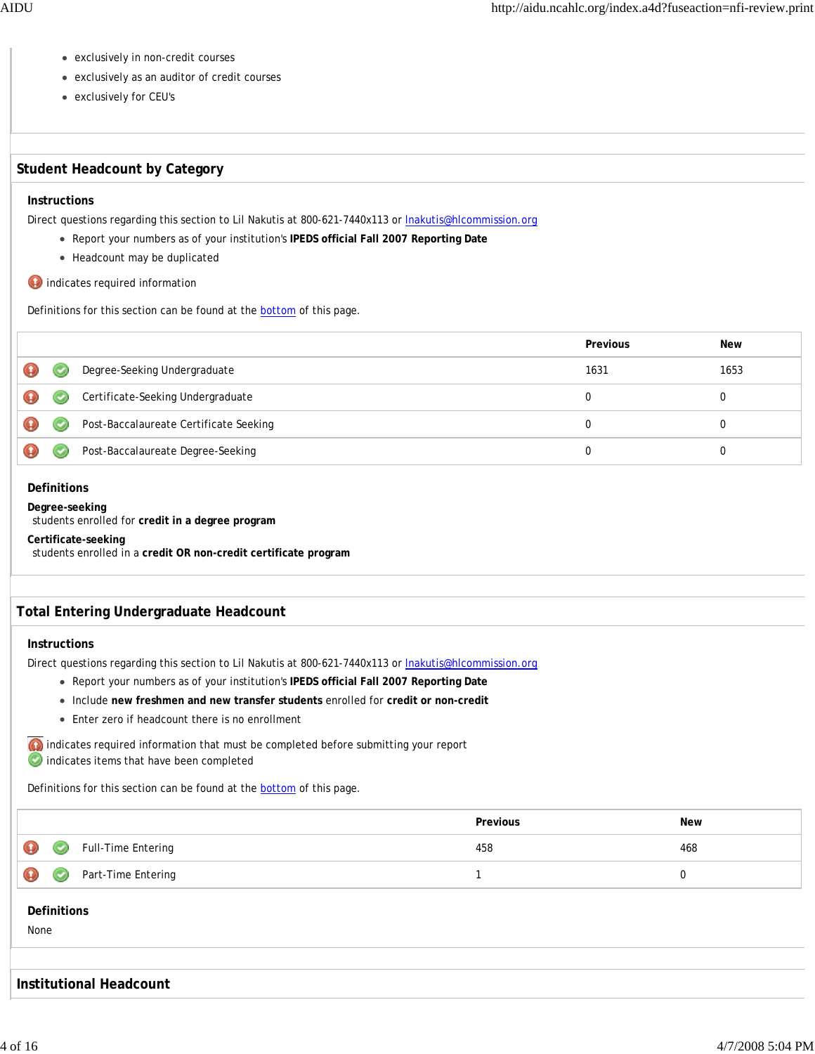- exclusively in non-credit courses
- exclusively as an auditor of credit courses
- exclusively for CEU's

## Student Headcount by Category

### Instructions

Direct questions regarding this section to Lil Nakutis at 800-621-7440x113 or lnakutis@hlcommission.org

- Report your numbers as of your institution's **IPEDS official Fall 2007 Reporting Date**
- Headcount may be duplicated

indicates required information

Definitions for this section can be found at the bottom of this page.

| | Previous | New |
|---|---|---|
| Degree-Seeking Undergraduate | 1631 | 1653 |
| Certificate-Seeking Undergraduate | 0 | 0 |
| Post-Baccalaureate Certificate Seeking | 0 | 0 |
| Post-Baccalaureate Degree-Seeking | 0 | 0 |

### Definitions

**Degree-seeking**
students enrolled for **credit in a degree program**

**Certificate-seeking**
students enrolled in a **credit OR non-credit certificate program**

## Total Entering Undergraduate Headcount

### Instructions

Direct questions regarding this section to Lil Nakutis at 800-621-7440x113 or lnakutis@hlcommission.org

- Report your numbers as of your institution's **IPEDS official Fall 2007 Reporting Date**
- Include **new freshmen and new transfer students** enrolled for **credit or non-credit**
- Enter zero if headcount there is no enrollment

indicates required information that must be completed before submitting your report
indicates items that have been completed

Definitions for this section can be found at the bottom of this page.

| | Previous | New |
|---|---|---|
| Full-Time Entering | 458 | 468 |
| Part-Time Entering | 1 | 0 |

### Definitions

None

## Institutional Headcount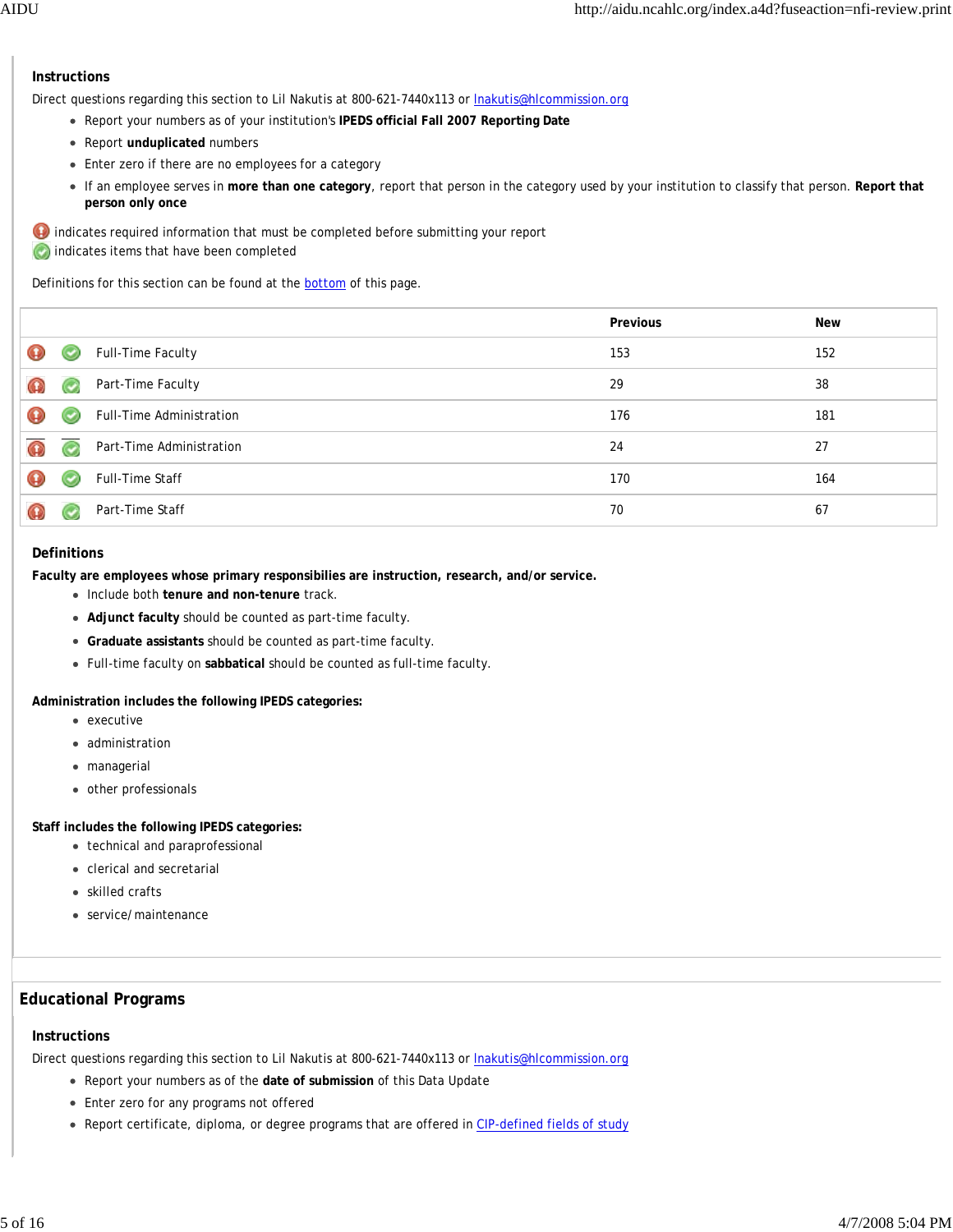### Instructions

Direct questions regarding this section to Lil Nakutis at 800-621-7440x113 or lnakutis@hlcommission.org

- Report your numbers as of your institution's **IPEDS official Fall 2007 Reporting Date**
- Report **unduplicated** numbers
- Enter zero if there are no employees for a category
- If an employee serves in **more than one category**, report that person in the category used by your institution to classify that person. **Report that person only once**

indicates required information that must be completed before submitting your report
indicates items that have been completed

Definitions for this section can be found at the bottom of this page.

| | Previous | New |
|---|---|---|
| Full-Time Faculty | 153 | 152 |
| Part-Time Faculty | 29 | 38 |
| Full-Time Administration | 176 | 181 |
| Part-Time Administration | 24 | 27 |
| Full-Time Staff | 170 | 164 |
| Part-Time Staff | 70 | 67 |

### Definitions

**Faculty are employees whose primary responsibilies are instruction, research, and/or service.**

- Include both **tenure and non-tenure** track.
- **Adjunct faculty** should be counted as part-time faculty.
- **Graduate assistants** should be counted as part-time faculty.
- Full-time faculty on **sabbatical** should be counted as full-time faculty.

**Administration includes the following IPEDS categories:**

- executive
- administration
- managerial
- other professionals

**Staff includes the following IPEDS categories:**

- technical and paraprofessional
- clerical and secretarial
- skilled crafts
- service/maintenance

## Educational Programs

### Instructions

Direct questions regarding this section to Lil Nakutis at 800-621-7440x113 or lnakutis@hlcommission.org

- Report your numbers as of the **date of submission** of this Data Update
- Enter zero for any programs not offered
- Report certificate, diploma, or degree programs that are offered in CIP-defined fields of study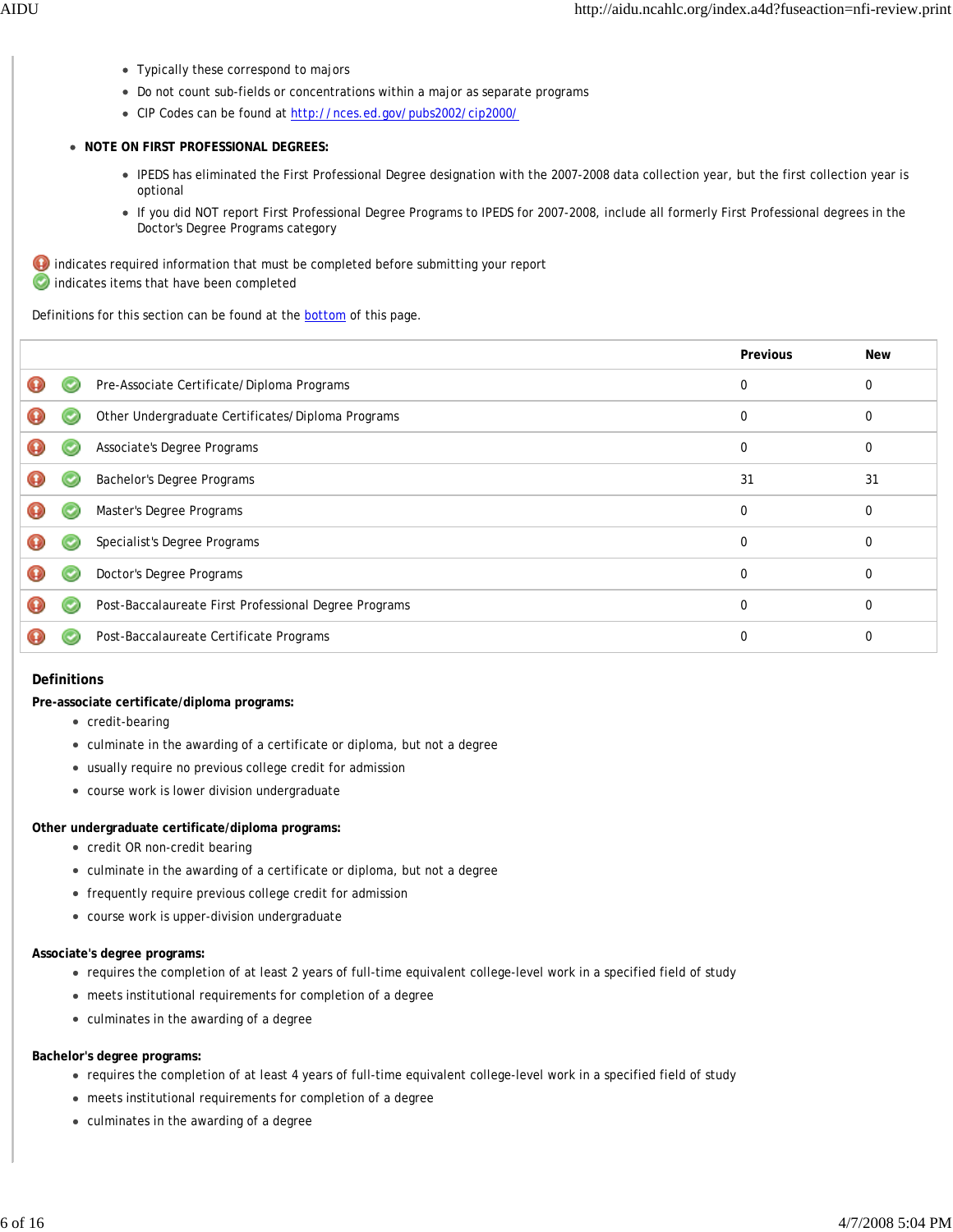- Typically these correspond to majors
- Do not count sub-fields or concentrations within a major as separate programs
- CIP Codes can be found at http://nces.ed.gov/pubs2002/cip2000/

- **NOTE ON FIRST PROFESSIONAL DEGREES:**
  - IPEDS has eliminated the First Professional Degree designation with the 2007-2008 data collection year, but the first collection year is optional
  - If you did NOT report First Professional Degree Programs to IPEDS for 2007-2008, include all formerly First Professional degrees in the Doctor's Degree Programs category

indicates required information that must be completed before submitting your report
indicates items that have been completed

Definitions for this section can be found at the bottom of this page.

| | | | Previous | New |
|---|---|---|---|---|
| | | Pre-Associate Certificate/Diploma Programs | 0 | 0 |
| | | Other Undergraduate Certificates/Diploma Programs | 0 | 0 |
| | | Associate's Degree Programs | 0 | 0 |
| | | Bachelor's Degree Programs | 31 | 31 |
| | | Master's Degree Programs | 0 | 0 |
| | | Specialist's Degree Programs | 0 | 0 |
| | | Doctor's Degree Programs | 0 | 0 |
| | | Post-Baccalaureate First Professional Degree Programs | 0 | 0 |
| | | Post-Baccalaureate Certificate Programs | 0 | 0 |

### Definitions

**Pre-associate certificate/diploma programs:**

- credit-bearing
- culminate in the awarding of a certificate or diploma, but not a degree
- usually require no previous college credit for admission
- course work is lower division undergraduate

**Other undergraduate certificate/diploma programs:**

- credit OR non-credit bearing
- culminate in the awarding of a certificate or diploma, but not a degree
- frequently require previous college credit for admission
- course work is upper-division undergraduate

**Associate's degree programs:**

- requires the completion of at least 2 years of full-time equivalent college-level work in a specified field of study
- meets institutional requirements for completion of a degree
- culminates in the awarding of a degree

**Bachelor's degree programs:**

- requires the completion of at least 4 years of full-time equivalent college-level work in a specified field of study
- meets institutional requirements for completion of a degree
- culminates in the awarding of a degree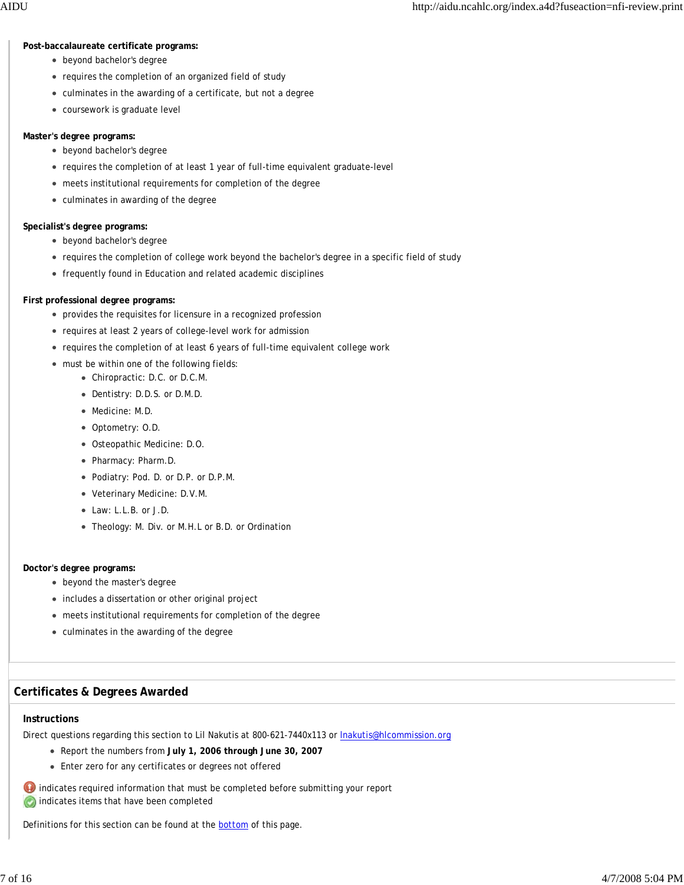**Post-baccalaureate certificate programs:**

- beyond bachelor's degree
- requires the completion of an organized field of study
- culminates in the awarding of a certificate, but not a degree
- coursework is graduate level

**Master's degree programs:**

- beyond bachelor's degree
- requires the completion of at least 1 year of full-time equivalent graduate-level
- meets institutional requirements for completion of the degree
- culminates in awarding of the degree

**Specialist's degree programs:**

- beyond bachelor's degree
- requires the completion of college work beyond the bachelor's degree in a specific field of study
- frequently found in Education and related academic disciplines

**First professional degree programs:**

- provides the requisites for licensure in a recognized profession
- requires at least 2 years of college-level work for admission
- requires the completion of at least 6 years of full-time equivalent college work
- must be within one of the following fields:
  - Chiropractic: D.C. or D.C.M.
  - Dentistry: D.D.S. or D.M.D.
  - Medicine: M.D.
  - Optometry: O.D.
  - Osteopathic Medicine: D.O.
  - Pharmacy: Pharm.D.
  - Podiatry: Pod. D. or D.P. or D.P.M.
  - Veterinary Medicine: D.V.M.
  - Law: L.L.B. or J.D.
  - Theology: M. Div. or M.H.L or B.D. or Ordination

**Doctor's degree programs:**

- beyond the master's degree
- includes a dissertation or other original project
- meets institutional requirements for completion of the degree
- culminates in the awarding of the degree

## Certificates & Degrees Awarded

### Instructions

Direct questions regarding this section to Lil Nakutis at 800-621-7440x113 or lnakutis@hlcommission.org

- Report the numbers from **July 1, 2006 through June 30, 2007**
- Enter zero for any certificates or degrees not offered

indicates required information that must be completed before submitting your report
indicates items that have been completed

Definitions for this section can be found at the bottom of this page.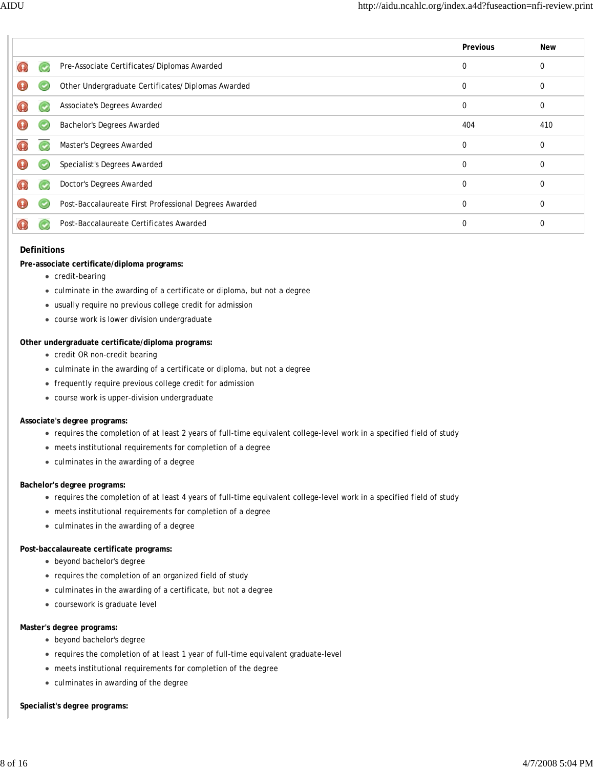| | | | Previous | New |
|---|---|---|---|---|
| | | Pre-Associate Certificates/Diplomas Awarded | 0 | 0 |
| | | Other Undergraduate Certificates/Diplomas Awarded | 0 | 0 |
| | | Associate's Degrees Awarded | 0 | 0 |
| | | Bachelor's Degrees Awarded | 404 | 410 |
| | | Master's Degrees Awarded | 0 | 0 |
| | | Specialist's Degrees Awarded | 0 | 0 |
| | | Doctor's Degrees Awarded | 0 | 0 |
| | | Post-Baccalaureate First Professional Degrees Awarded | 0 | 0 |
| | | Post-Baccalaureate Certificates Awarded | 0 | 0 |

### Definitions

**Pre-associate certificate/diploma programs:**

- credit-bearing
- culminate in the awarding of a certificate or diploma, but not a degree
- usually require no previous college credit for admission
- course work is lower division undergraduate

**Other undergraduate certificate/diploma programs:**

- credit OR non-credit bearing
- culminate in the awarding of a certificate or diploma, but not a degree
- frequently require previous college credit for admission
- course work is upper-division undergraduate

**Associate's degree programs:**

- requires the completion of at least 2 years of full-time equivalent college-level work in a specified field of study
- meets institutional requirements for completion of a degree
- culminates in the awarding of a degree

**Bachelor's degree programs:**

- requires the completion of at least 4 years of full-time equivalent college-level work in a specified field of study
- meets institutional requirements for completion of a degree
- culminates in the awarding of a degree

**Post-baccalaureate certificate programs:**

- beyond bachelor's degree
- requires the completion of an organized field of study
- culminates in the awarding of a certificate, but not a degree
- coursework is graduate level

**Master's degree programs:**

- beyond bachelor's degree
- requires the completion of at least 1 year of full-time equivalent graduate-level
- meets institutional requirements for completion of the degree
- culminates in awarding of the degree

**Specialist's degree programs:**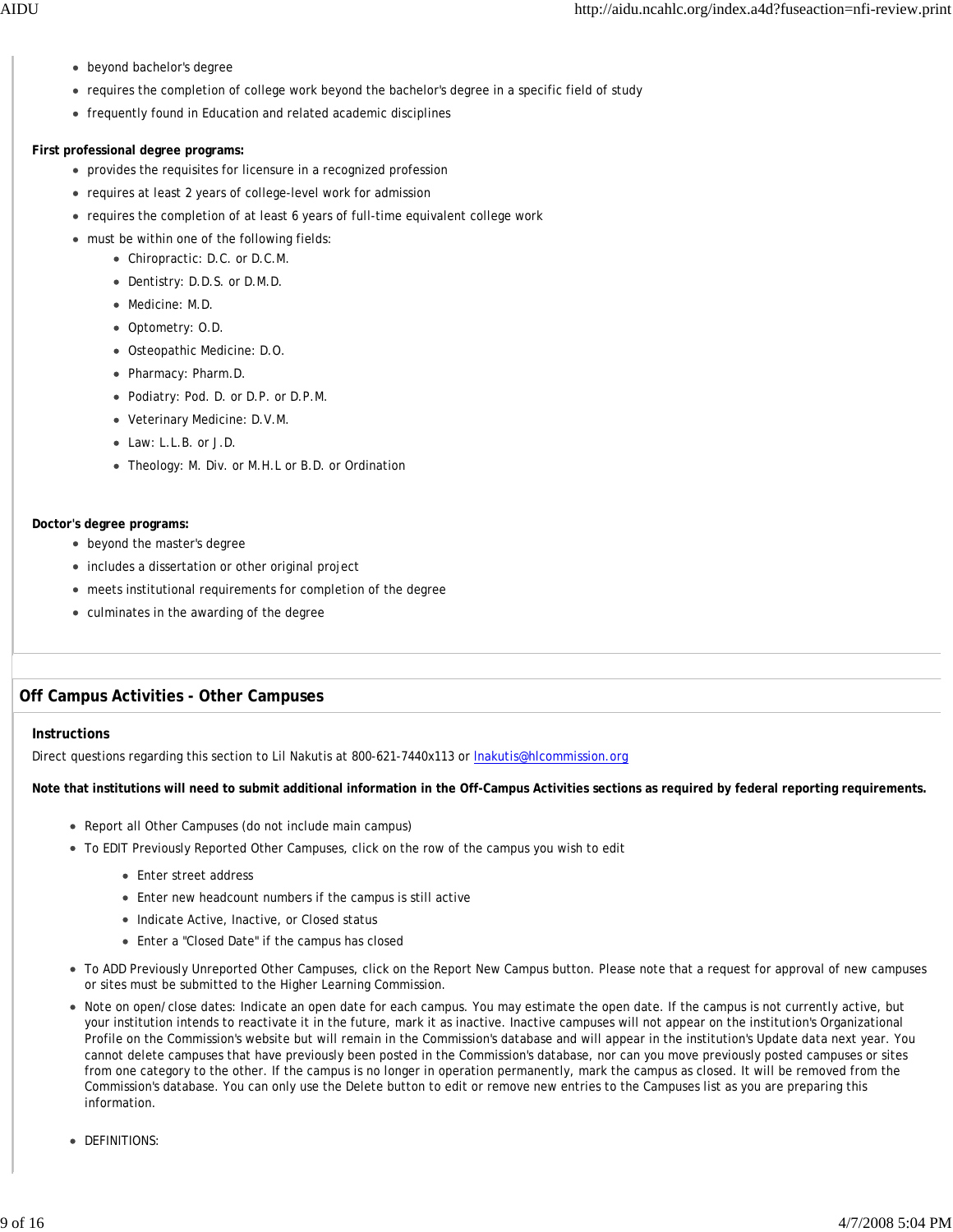- beyond bachelor's degree
- requires the completion of college work beyond the bachelor's degree in a specific field of study
- frequently found in Education and related academic disciplines

**First professional degree programs:**

- provides the requisites for licensure in a recognized profession
- requires at least 2 years of college-level work for admission
- requires the completion of at least 6 years of full-time equivalent college work
- must be within one of the following fields:
    - Chiropractic: D.C. or D.C.M.
    - Dentistry: D.D.S. or D.M.D.
    - Medicine: M.D.
    - Optometry: O.D.
    - Osteopathic Medicine: D.O.
    - Pharmacy: Pharm.D.
    - Podiatry: Pod. D. or D.P. or D.P.M.
    - Veterinary Medicine: D.V.M.
    - Law: L.L.B. or J.D.
    - Theology: M. Div. or M.H.L or B.D. or Ordination

**Doctor's degree programs:**

- beyond the master's degree
- includes a dissertation or other original project
- meets institutional requirements for completion of the degree
- culminates in the awarding of the degree

## Off Campus Activities - Other Campuses

**Instructions**

Direct questions regarding this section to Lil Nakutis at 800-621-7440x113 or lnakutis@hlcommission.org

**Note that institutions will need to submit additional information in the Off-Campus Activities sections as required by federal reporting requirements.**

- Report all Other Campuses (do not include main campus)
- To EDIT Previously Reported Other Campuses, click on the row of the campus you wish to edit
    - Enter street address
    - Enter new headcount numbers if the campus is still active
    - Indicate Active, Inactive, or Closed status
    - Enter a "Closed Date" if the campus has closed
- To ADD Previously Unreported Other Campuses, click on the Report New Campus button. Please note that a request for approval of new campuses or sites must be submitted to the Higher Learning Commission.
- Note on open/close dates: Indicate an open date for each campus. You may estimate the open date. If the campus is not currently active, but your institution intends to reactivate it in the future, mark it as inactive. Inactive campuses will not appear on the institution's Organizational Profile on the Commission's website but will remain in the Commission's database and will appear in the institution's Update data next year. You cannot delete campuses that have previously been posted in the Commission's database, nor can you move previously posted campuses or sites from one category to the other. If the campus is no longer in operation permanently, mark the campus as closed. It will be removed from the Commission's database. You can only use the Delete button to edit or remove new entries to the Campuses list as you are preparing this information.
- DEFINITIONS: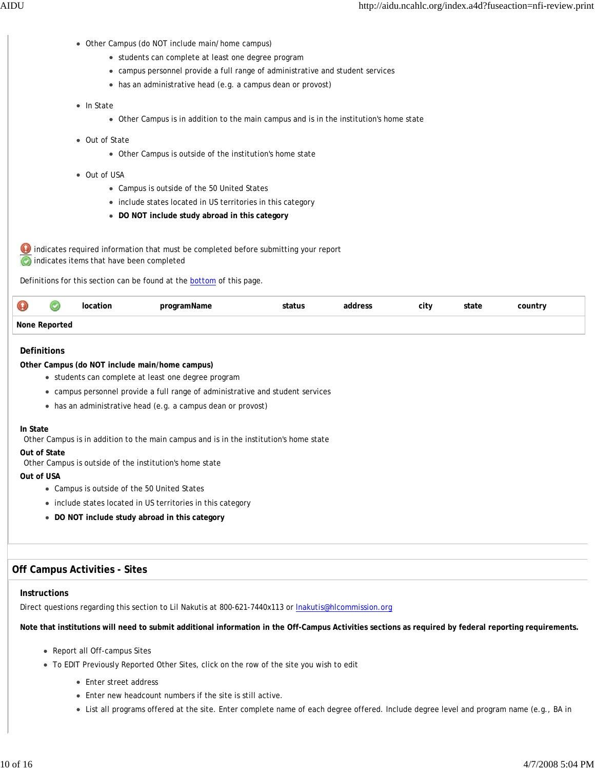- Other Campus (do NOT include main/ home campus)
  - students can complete at least one degree program
  - campus personnel provide a full range of administrative and student services
  - has an administrative head (e.g. a campus dean or provost)
- In State
  - Other Campus is in addition to the main campus and is in the institution's home state
- Out of State
  - Other Campus is outside of the institution's home state
- Out of USA
  - Campus is outside of the 50 United States
  - include states located in US territories in this category
  - **DO NOT include study abroad in this category**

indicates required information that must be completed before submitting your report
indicates items that have been completed

Definitions for this section can be found at the bottom of this page.

| | | location | programName | status | address | city | state | country |
|---|---|---|---|---|---|---|---|---|
| **None Reported** | | | | | | | | |

### Definitions

**Other Campus (do NOT include main/home campus)**

- students can complete at least one degree program
- campus personnel provide a full range of administrative and student services
- has an administrative head (e.g. a campus dean or provost)

**In State**
Other Campus is in addition to the main campus and is in the institution's home state

**Out of State**
Other Campus is outside of the institution's home state

**Out of USA**

- Campus is outside of the 50 United States
- include states located in US territories in this category
- **DO NOT include study abroad in this category**

## Off Campus Activities - Sites

### Instructions

Direct questions regarding this section to Lil Nakutis at 800-621-7440x113 or lnakutis@hlcommission.org

**Note that institutions will need to submit additional information in the Off-Campus Activities sections as required by federal reporting requirements.**

- Report all Off-campus Sites
- To EDIT Previously Reported Other Sites, click on the row of the site you wish to edit
  - Enter street address
  - Enter new headcount numbers if the site is still active.
  - List all programs offered at the site. Enter complete name of each degree offered. Include degree level and program name (e.g., BA in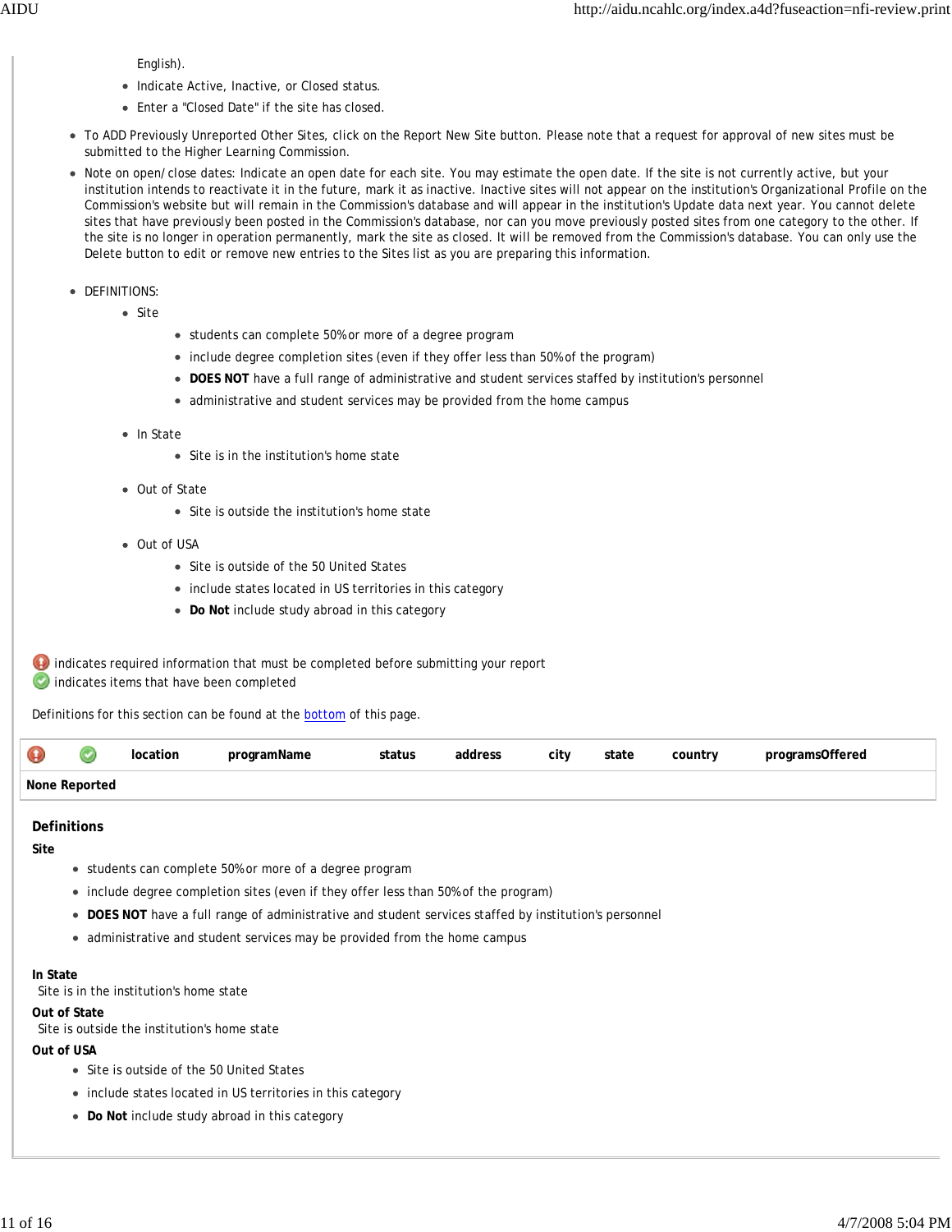English).

  - Indicate Active, Inactive, or Closed status.
  - Enter a "Closed Date" if the site has closed.

- To ADD Previously Unreported Other Sites, click on the Report New Site button. Please note that a request for approval of new sites must be submitted to the Higher Learning Commission.
- Note on open/close dates: Indicate an open date for each site. You may estimate the open date. If the site is not currently active, but your institution intends to reactivate it in the future, mark it as inactive. Inactive sites will not appear on the institution's Organizational Profile on the Commission's website but will remain in the Commission's database and will appear in the institution's Update data next year. You cannot delete sites that have previously been posted in the Commission's database, nor can you move previously posted sites from one category to the other. If the site is no longer in operation permanently, mark the site as closed. It will be removed from the Commission's database. You can only use the Delete button to edit or remove new entries to the Sites list as you are preparing this information.

- DEFINITIONS:
  - Site
    - students can complete 50% or more of a degree program
    - include degree completion sites (even if they offer less than 50% of the program)
    - **DOES NOT** have a full range of administrative and student services staffed by institution's personnel
    - administrative and student services may be provided from the home campus
  - In State
    - Site is in the institution's home state
  - Out of State
    - Site is outside the institution's home state
  - Out of USA
    - Site is outside of the 50 United States
    - include states located in US territories in this category
    - **Do Not** include study abroad in this category

indicates required information that must be completed before submitting your report
indicates items that have been completed

Definitions for this section can be found at the bottom of this page.

| | | location | programName | status | address | city | state | country | programsOffered |
|---|---|---|---|---|---|---|---|---|---|
| **None Reported** | | | | | | | | | |

## Definitions

**Site**

- students can complete 50% or more of a degree program
- include degree completion sites (even if they offer less than 50% of the program)
- **DOES NOT** have a full range of administrative and student services staffed by institution's personnel
- administrative and student services may be provided from the home campus

**In State**
Site is in the institution's home state

**Out of State**
Site is outside the institution's home state

**Out of USA**

- Site is outside of the 50 United States
- include states located in US territories in this category
- **Do Not** include study abroad in this category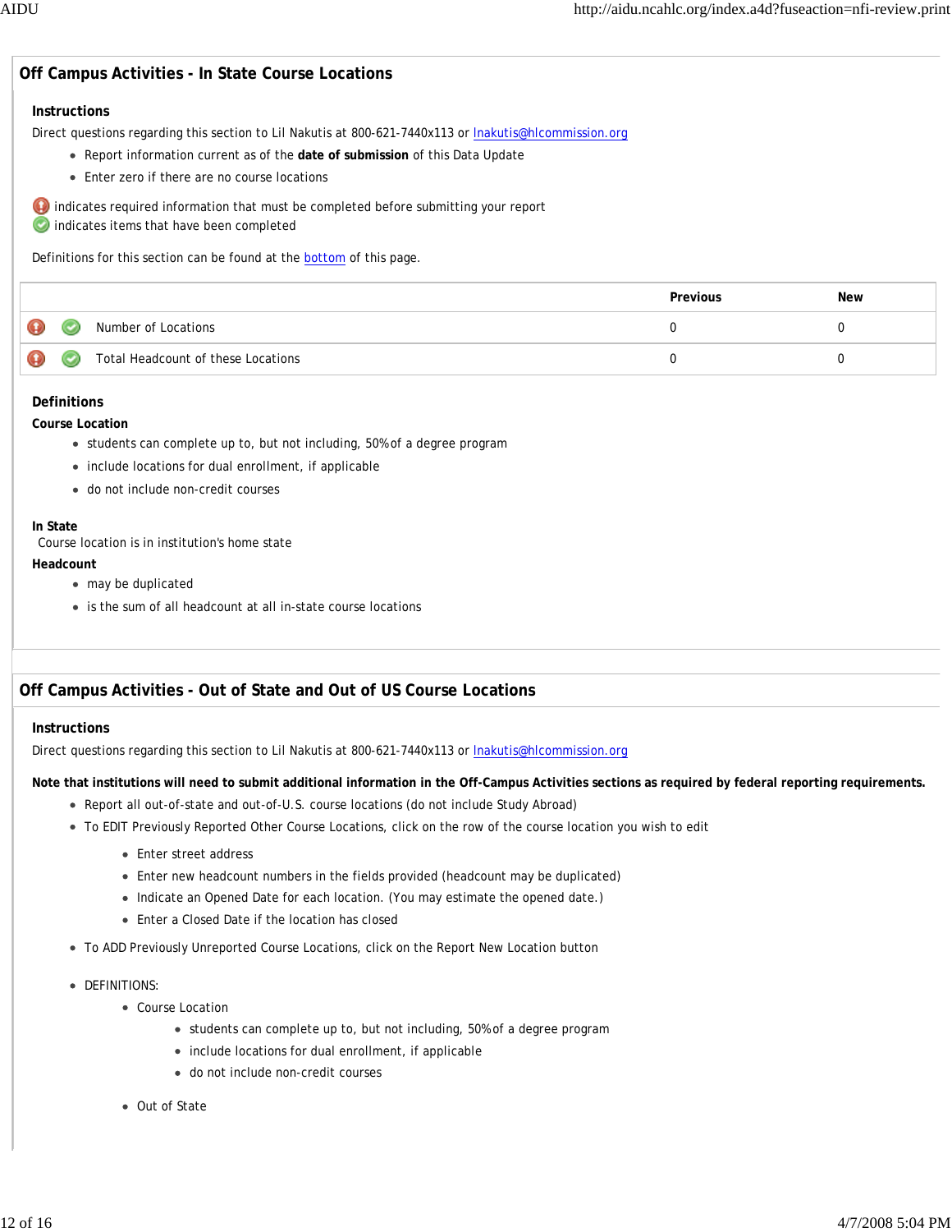## Off Campus Activities - In State Course Locations

### Instructions

Direct questions regarding this section to Lil Nakutis at 800-621-7440x113 or lnakutis@hlcommission.org

- Report information current as of the **date of submission** of this Data Update
- Enter zero if there are no course locations

indicates required information that must be completed before submitting your report
indicates items that have been completed

Definitions for this section can be found at the bottom of this page.

| | | | Previous | New |
|---|---|---|---|---|
| | | Number of Locations | 0 | 0 |
| | | Total Headcount of these Locations | 0 | 0 |

### Definitions

**Course Location**

- students can complete up to, but not including, 50% of a degree program
- include locations for dual enrollment, if applicable
- do not include non-credit courses

**In State**
Course location is in institution's home state

**Headcount**

- may be duplicated
- is the sum of all headcount at all in-state course locations

## Off Campus Activities - Out of State and Out of US Course Locations

### Instructions

Direct questions regarding this section to Lil Nakutis at 800-621-7440x113 or lnakutis@hlcommission.org

**Note that institutions will need to submit additional information in the Off-Campus Activities sections as required by federal reporting requirements.**

- Report all out-of-state and out-of-U.S. course locations (do not include Study Abroad)
- To EDIT Previously Reported Other Course Locations, click on the row of the course location you wish to edit
  - Enter street address
  - Enter new headcount numbers in the fields provided (headcount may be duplicated)
  - Indicate an Opened Date for each location. (You may estimate the opened date.)
  - Enter a Closed Date if the location has closed
- To ADD Previously Unreported Course Locations, click on the Report New Location button
- DEFINITIONS:
  - Course Location
    - students can complete up to, but not including, 50% of a degree program
    - include locations for dual enrollment, if applicable
    - do not include non-credit courses
  - Out of State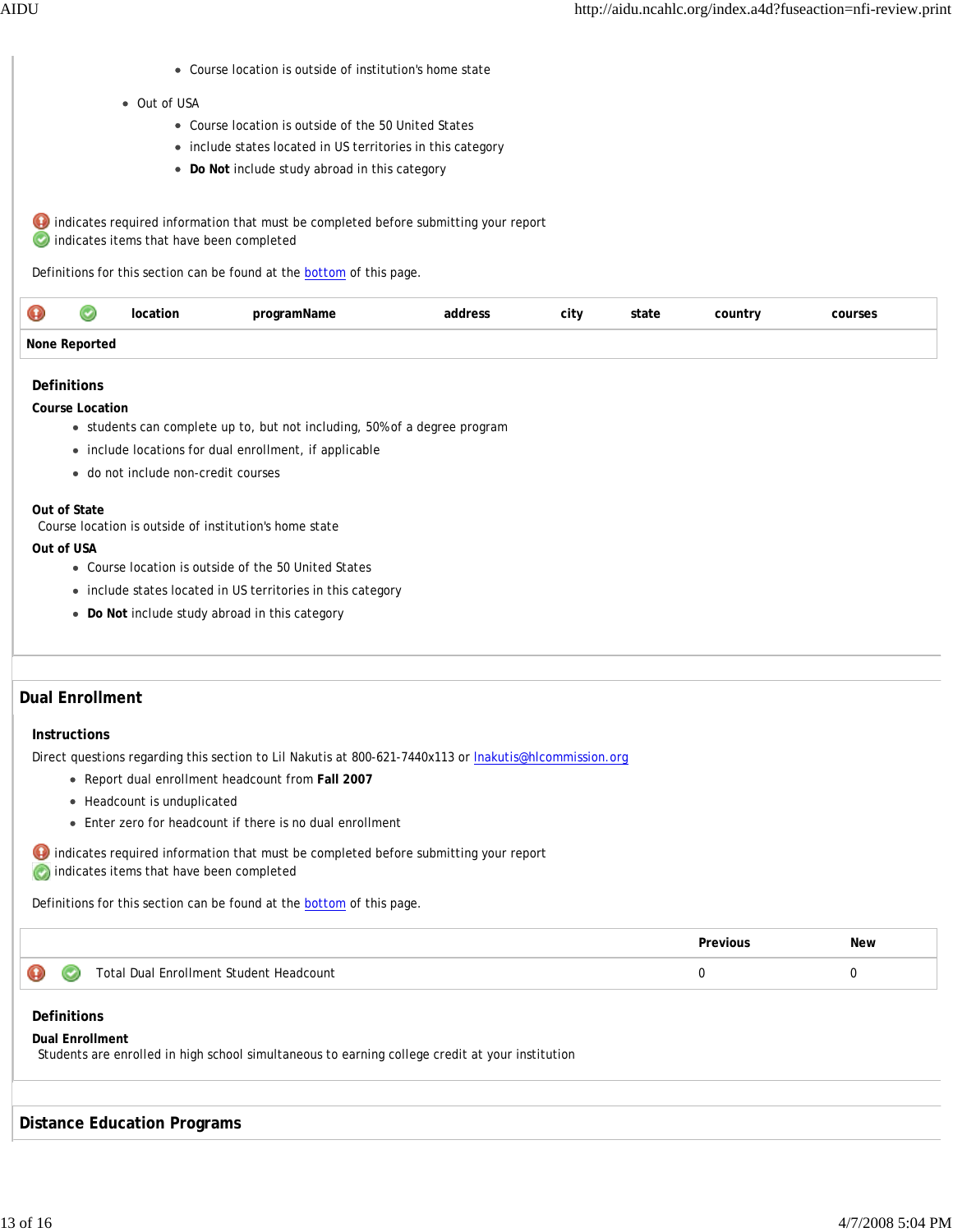- Course location is outside of institution's home state
    - Out of USA
        - Course location is outside of the 50 United States
        - include states located in US territories in this category
        - **Do Not** include study abroad in this category

indicates required information that must be completed before submitting your report
indicates items that have been completed

Definitions for this section can be found at the bottom of this page.

| | | location | programName | address | city | state | country | courses |
|---|---|---|---|---|---|---|---|---|
| **None Reported** | | | | | | | | |

### Definitions

**Course Location**

- students can complete up to, but not including, 50% of a degree program
- include locations for dual enrollment, if applicable
- do not include non-credit courses

**Out of State**
Course location is outside of institution's home state

**Out of USA**

- Course location is outside of the 50 United States
- include states located in US territories in this category
- **Do Not** include study abroad in this category

## Dual Enrollment

### Instructions

Direct questions regarding this section to Lil Nakutis at 800-621-7440x113 or lnakutis@hlcommission.org

- Report dual enrollment headcount from **Fall 2007**
- Headcount is unduplicated
- Enter zero for headcount if there is no dual enrollment

indicates required information that must be completed before submitting your report
indicates items that have been completed

Definitions for this section can be found at the bottom of this page.

| | | | Previous | New |
|---|---|---|---|---|
| | | Total Dual Enrollment Student Headcount | 0 | 0 |

### Definitions

**Dual Enrollment**
Students are enrolled in high school simultaneous to earning college credit at your institution

## Distance Education Programs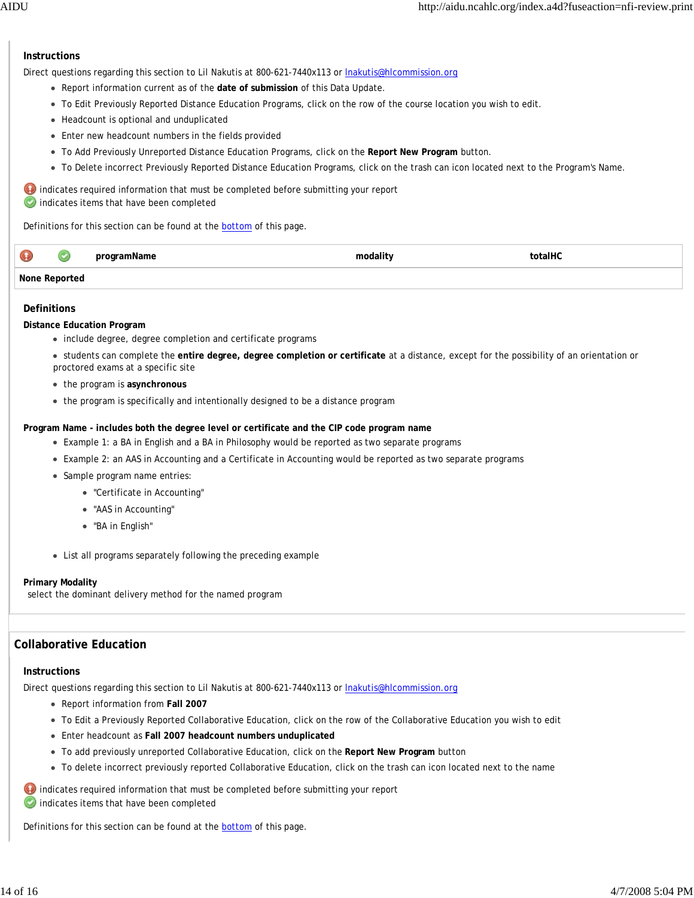### Instructions

Direct questions regarding this section to Lil Nakutis at 800-621-7440x113 or lnakutis@hlcommission.org

- Report information current as of the **date of submission** of this Data Update.
- To Edit Previously Reported Distance Education Programs, click on the row of the course location you wish to edit.
- Headcount is optional and unduplicated
- Enter new headcount numbers in the fields provided
- To Add Previously Unreported Distance Education Programs, click on the **Report New Program** button.
- To Delete incorrect Previously Reported Distance Education Programs, click on the trash can icon located next to the Program's Name.

indicates required information that must be completed before submitting your report
indicates items that have been completed

Definitions for this section can be found at the bottom of this page.

| | | programName | modality | totalHC |
|---|---|---|---|---|
| None Reported | | | | |

### Definitions

**Distance Education Program**

- include degree, degree completion and certificate programs
- students can complete the **entire degree, degree completion or certificate** at a distance, except for the possibility of an orientation or proctored exams at a specific site
- the program is **asynchronous**
- the program is specifically and intentionally designed to be a distance program

**Program Name - includes both the degree level or certificate and the CIP code program name**

- Example 1: a BA in English and a BA in Philosophy would be reported as two separate programs
- Example 2: an AAS in Accounting and a Certificate in Accounting would be reported as two separate programs
- Sample program name entries:
  - "Certificate in Accounting"
  - "AAS in Accounting"
  - "BA in English"
- List all programs separately following the preceding example

**Primary Modality**

select the dominant delivery method for the named program

## Collaborative Education

### Instructions

Direct questions regarding this section to Lil Nakutis at 800-621-7440x113 or lnakutis@hlcommission.org

- Report information from **Fall 2007**
- To Edit a Previously Reported Collaborative Education, click on the row of the Collaborative Education you wish to edit
- Enter headcount as **Fall 2007 headcount numbers unduplicated**
- To add previously unreported Collaborative Education, click on the **Report New Program** button
- To delete incorrect previously reported Collaborative Education, click on the trash can icon located next to the name

indicates required information that must be completed before submitting your report
indicates items that have been completed

Definitions for this section can be found at the bottom of this page.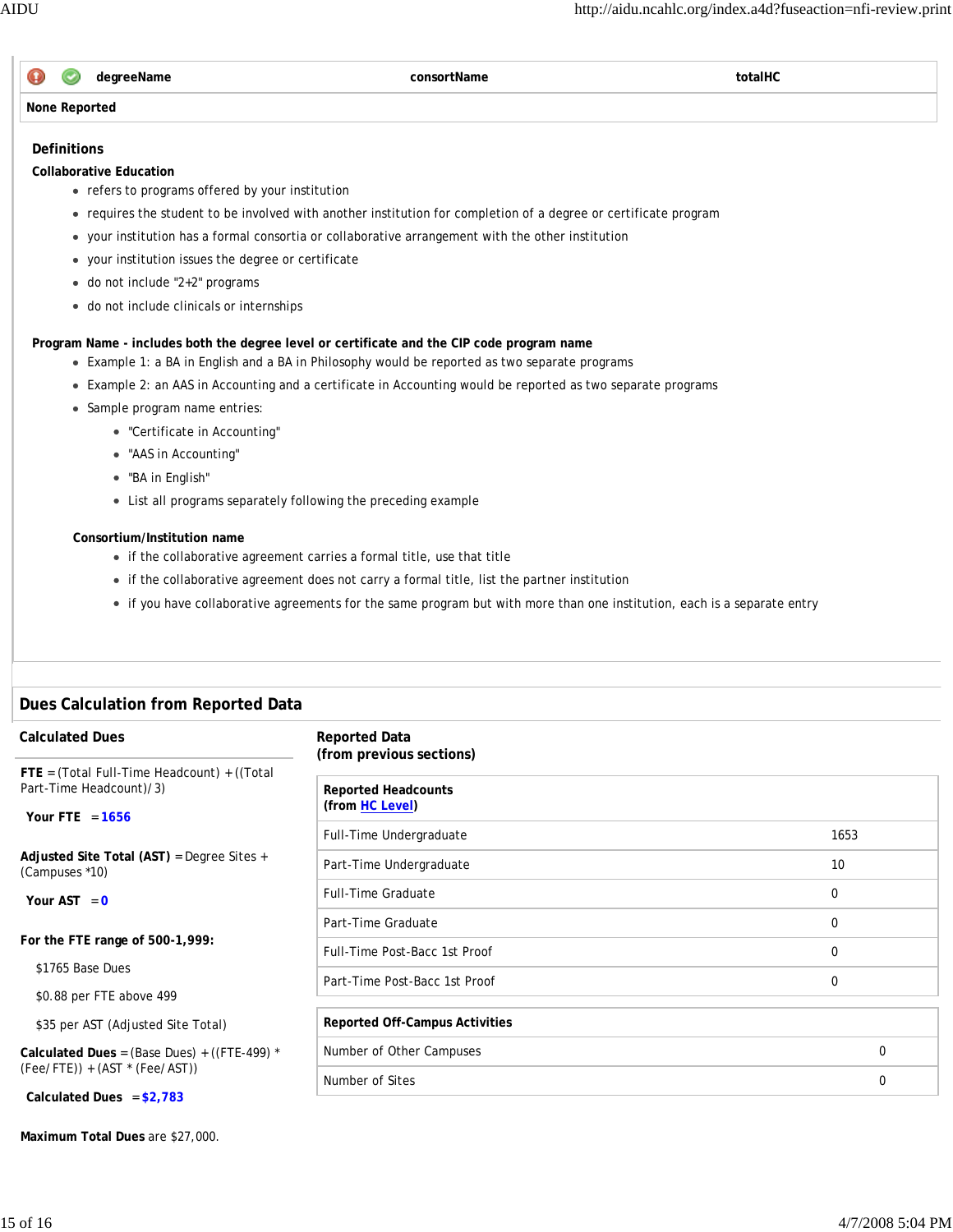| degreeName | consortName | totalHC |
|---|---|---|
| None Reported | | |

**Definitions**

**Collaborative Education**

- refers to programs offered by your institution
- requires the student to be involved with another institution for completion of a degree or certificate program
- your institution has a formal consortia or collaborative arrangement with the other institution
- your institution issues the degree or certificate
- do not include "2+2" programs
- do not include clinicals or internships

**Program Name - includes both the degree level or certificate and the CIP code program name**

- Example 1: a BA in English and a BA in Philosophy would be reported as two separate programs
- Example 2: an AAS in Accounting and a certificate in Accounting would be reported as two separate programs
- Sample program name entries:
  - "Certificate in Accounting"
  - "AAS in Accounting"
  - "BA in English"
  - List all programs separately following the preceding example

**Consortium/Institution name**

- if the collaborative agreement carries a formal title, use that title
- if the collaborative agreement does not carry a formal title, list the partner institution
- if you have collaborative agreements for the same program but with more than one institution, each is a separate entry

## Dues Calculation from Reported Data

### Calculated Dues

**FTE** = (Total Full-Time Headcount) + ((Total Part-Time Headcount)/3)

**Your FTE** = **1656**

**Adjusted Site Total (AST)** = Degree Sites + (Campuses *10)

**Your AST** = **0**

**For the FTE range of 500-1,999:**

$1765 Base Dues

$0.88 per FTE above 499

$35 per AST (Adjusted Site Total)

**Calculated Dues** = (Base Dues) + ((FTE-499) * (Fee/FTE)) + (AST * (Fee/AST))

**Calculated Dues** = **$2,783**

**Maximum Total Dues** are $27,000.

### Reported Data (from previous sections)

| Reported Headcounts (from HC Level) | |
|---|---|
| Full-Time Undergraduate | 1653 |
| Part-Time Undergraduate | 10 |
| Full-Time Graduate | 0 |
| Part-Time Graduate | 0 |
| Full-Time Post-Bacc 1st Proof | 0 |
| Part-Time Post-Bacc 1st Proof | 0 |

| Reported Off-Campus Activities | |
|---|---|
| Number of Other Campuses | 0 |
| Number of Sites | 0 |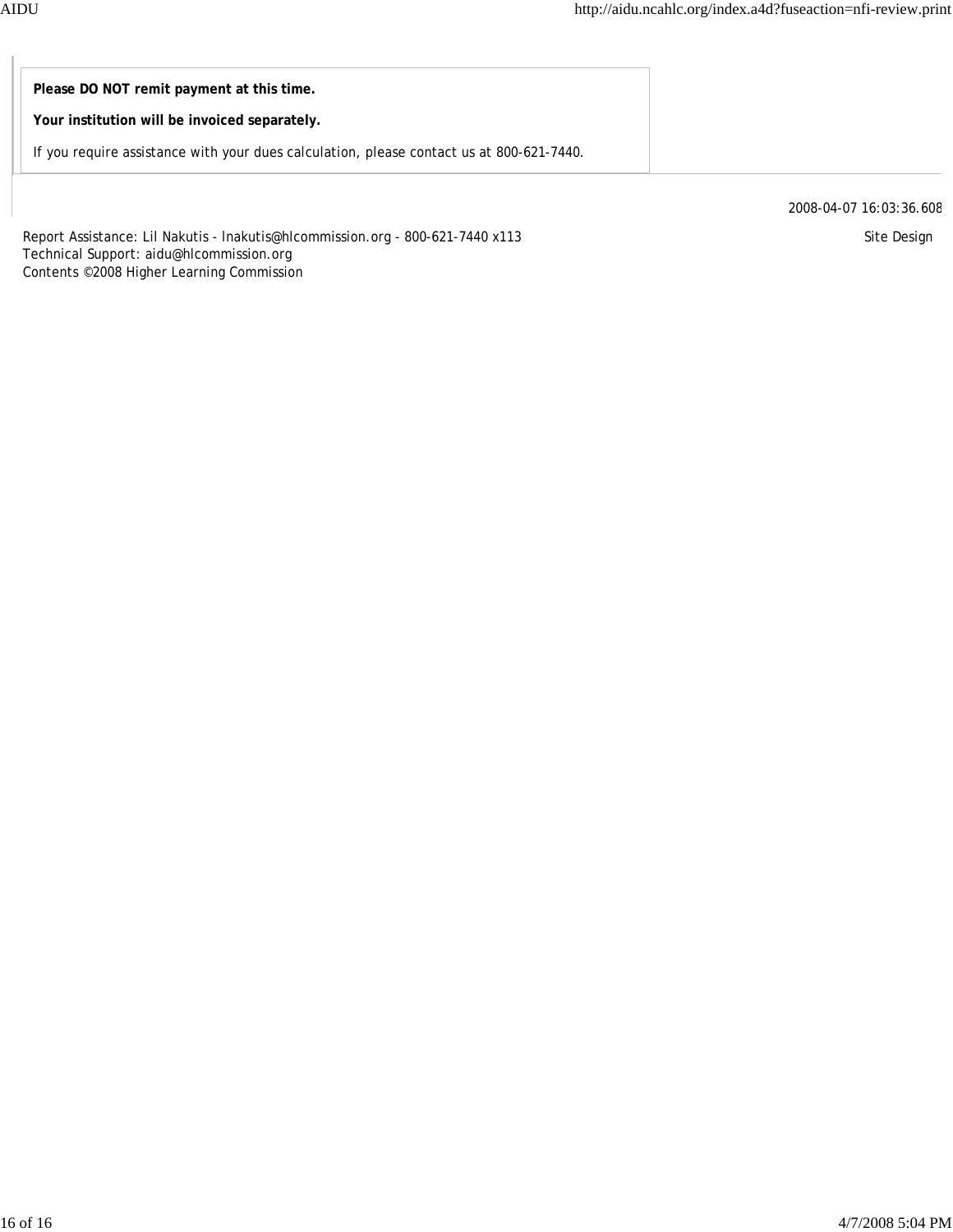**Please DO NOT remit payment at this time.**

**Your institution will be invoiced separately.**

If you require assistance with your dues calculation, please contact us at 800-621-7440.

2008-04-07 16:03:36.608

Report Assistance: Lil Nakutis - lnakutis@hlcommission.org - 800-621-7440 x113
Technical Support: aidu@hlcommission.org
Contents ©2008 Higher Learning Commission

Site Design